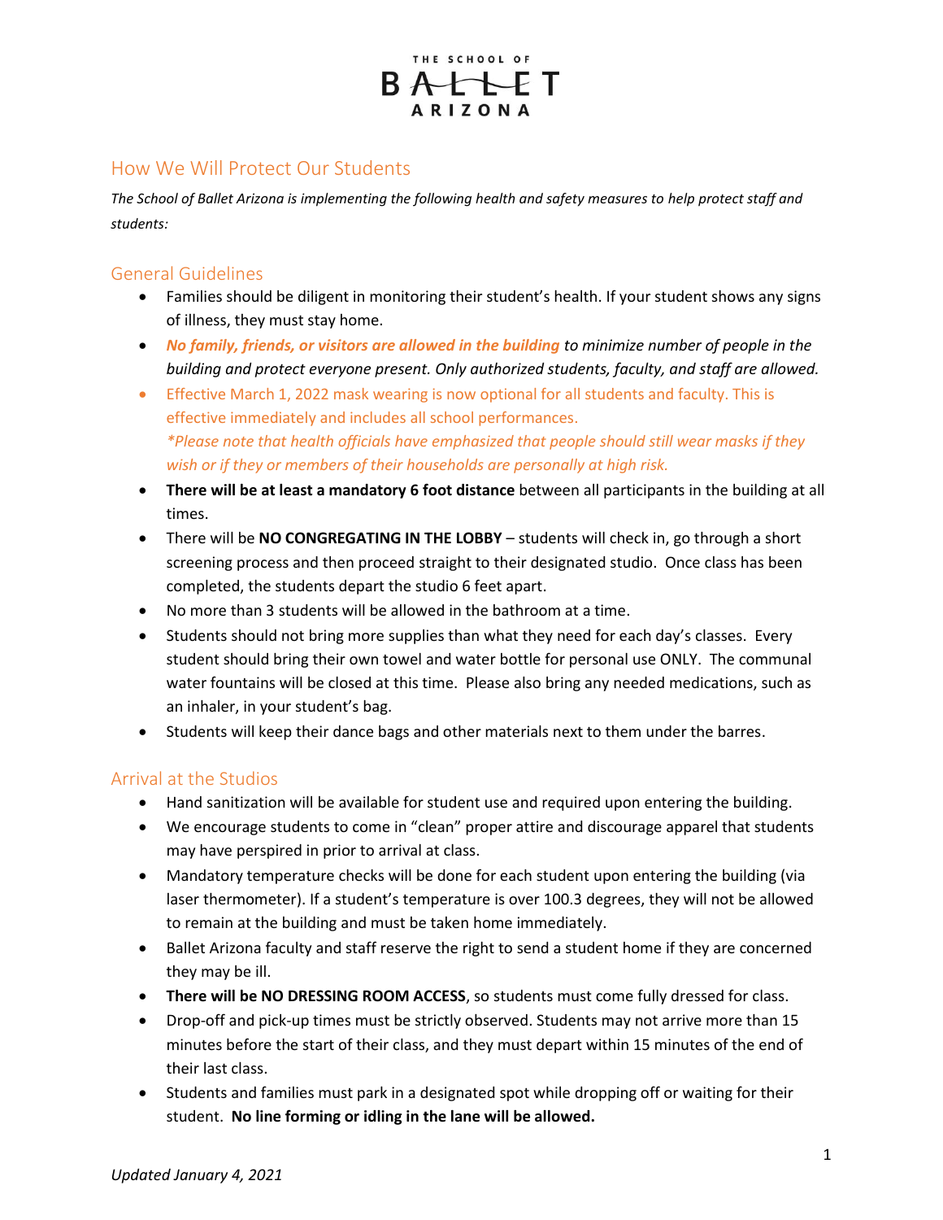THE SCHOOL OF

BALLET

ARIZONA

## How We Will Protect Our Students

*The School of Ballet Arizona is implementing the following health and safety measures to help protect staff and students:*

### General Guidelines

- Families should be diligent in monitoring their student's health. If your student shows any signs of illness, they must stay home.
- ***No family, friends, or visitors are allowed in the building*** *to minimize number of people in the building and protect everyone present. Only authorized students, faculty, and staff are allowed.*
- Effective March 1, 2022 mask wearing is now optional for all students and faculty. This is effective immediately and includes all school performances.  
  **Please note that health officials have emphasized that people should still wear masks if they wish or if they or members of their households are personally at high risk.*
- **There will be at least a mandatory 6 foot distance** between all participants in the building at all times.
- There will be **NO CONGREGATING IN THE LOBBY** – students will check in, go through a short screening process and then proceed straight to their designated studio. Once class has been completed, the students depart the studio 6 feet apart.
- No more than 3 students will be allowed in the bathroom at a time.
- Students should not bring more supplies than what they need for each day's classes. Every student should bring their own towel and water bottle for personal use ONLY. The communal water fountains will be closed at this time. Please also bring any needed medications, such as an inhaler, in your student's bag.
- Students will keep their dance bags and other materials next to them under the barres.

### Arrival at the Studios

- Hand sanitization will be available for student use and required upon entering the building.
- We encourage students to come in "clean" proper attire and discourage apparel that students may have perspired in prior to arrival at class.
- Mandatory temperature checks will be done for each student upon entering the building (via laser thermometer). If a student's temperature is over 100.3 degrees, they will not be allowed to remain at the building and must be taken home immediately.
- Ballet Arizona faculty and staff reserve the right to send a student home if they are concerned they may be ill.
- **There will be NO DRESSING ROOM ACCESS**, so students must come fully dressed for class.
- Drop-off and pick-up times must be strictly observed. Students may not arrive more than 15 minutes before the start of their class, and they must depart within 15 minutes of the end of their last class.
- Students and families must park in a designated spot while dropping off or waiting for their student. **No line forming or idling in the lane will be allowed.**

*Updated January 4, 2021*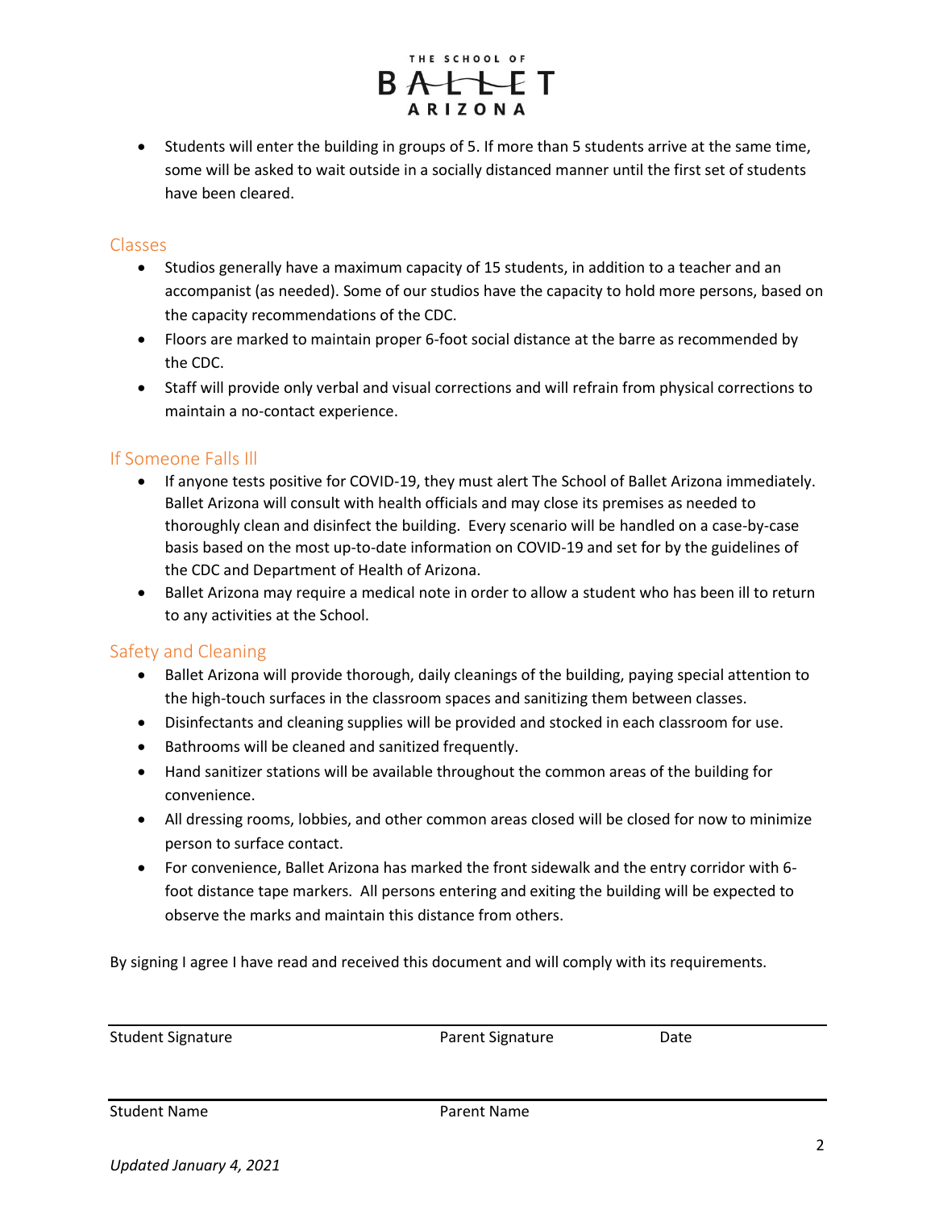- Students will enter the building in groups of 5. If more than 5 students arrive at the same time, some will be asked to wait outside in a socially distanced manner until the first set of students have been cleared.

## Classes

- Studios generally have a maximum capacity of 15 students, in addition to a teacher and an accompanist (as needed). Some of our studios have the capacity to hold more persons, based on the capacity recommendations of the CDC.
- Floors are marked to maintain proper 6-foot social distance at the barre as recommended by the CDC.
- Staff will provide only verbal and visual corrections and will refrain from physical corrections to maintain a no-contact experience.

## If Someone Falls Ill

- If anyone tests positive for COVID-19, they must alert The School of Ballet Arizona immediately. Ballet Arizona will consult with health officials and may close its premises as needed to thoroughly clean and disinfect the building. Every scenario will be handled on a case-by-case basis based on the most up-to-date information on COVID-19 and set for by the guidelines of the CDC and Department of Health of Arizona.
- Ballet Arizona may require a medical note in order to allow a student who has been ill to return to any activities at the School.

## Safety and Cleaning

- Ballet Arizona will provide thorough, daily cleanings of the building, paying special attention to the high-touch surfaces in the classroom spaces and sanitizing them between classes.
- Disinfectants and cleaning supplies will be provided and stocked in each classroom for use.
- Bathrooms will be cleaned and sanitized frequently.
- Hand sanitizer stations will be available throughout the common areas of the building for convenience.
- All dressing rooms, lobbies, and other common areas closed will be closed for now to minimize person to surface contact.
- For convenience, Ballet Arizona has marked the front sidewalk and the entry corridor with 6-foot distance tape markers. All persons entering and exiting the building will be expected to observe the marks and maintain this distance from others.

By signing I agree I have read and received this document and will comply with its requirements.

Student Signature Parent Signature Date

Student Name Parent Name

*Updated January 4, 2021*